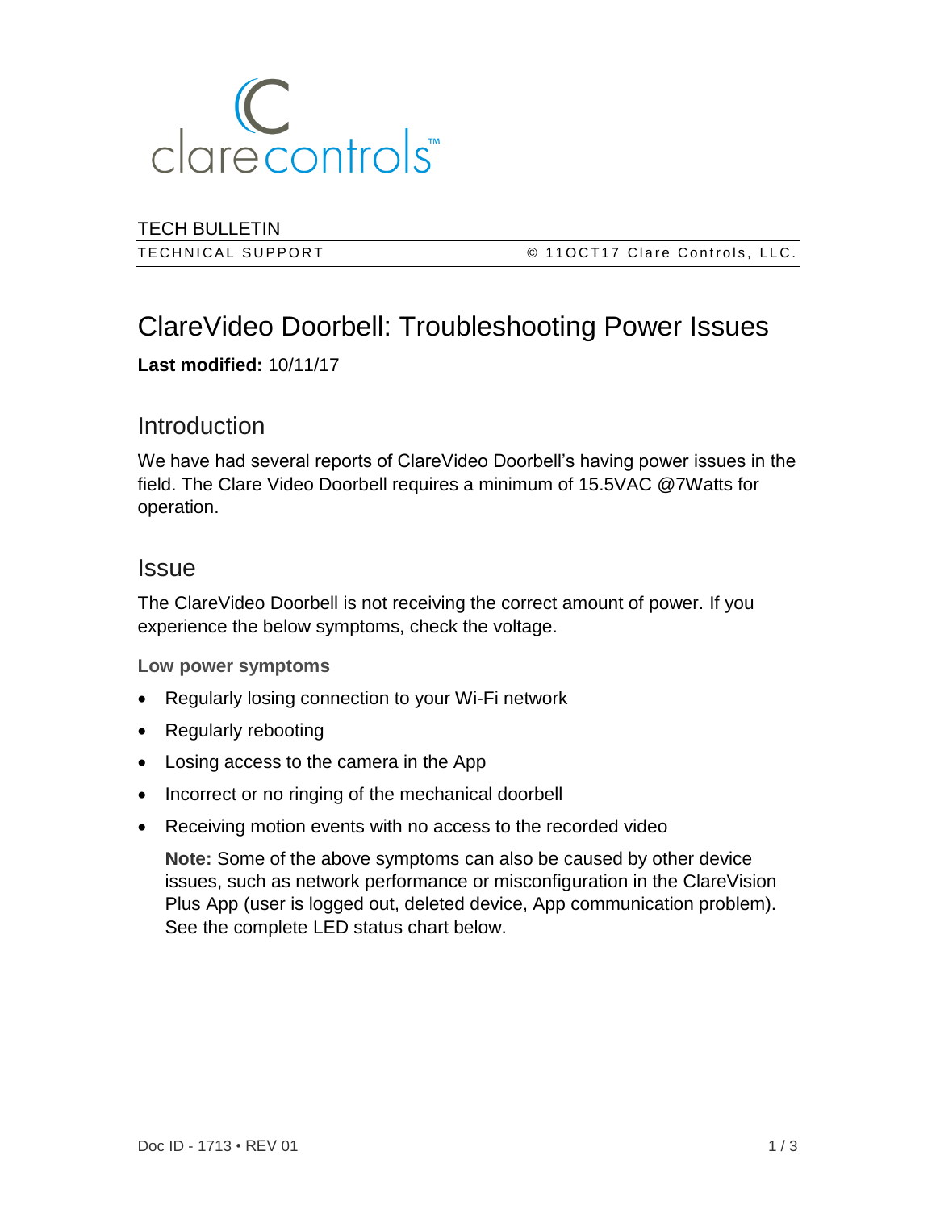clarecontrols™

TECH BULLETIN

TECHNICAL SUPPORT © 11OCT17 Clare Controls, LLC.

# ClareVideo Doorbell: Troubleshooting Power Issues

**Last modified:** 10/11/17

## Introduction

We have had several reports of ClareVideo Doorbell's having power issues in the field. The Clare Video Doorbell requires a minimum of 15.5VAC @7Watts for operation.

## Issue

The ClareVideo Doorbell is not receiving the correct amount of power. If you experience the below symptoms, check the voltage.

**Low power symptoms**

- Regularly losing connection to your Wi-Fi network
- Regularly rebooting
- Losing access to the camera in the App
- Incorrect or no ringing of the mechanical doorbell
- Receiving motion events with no access to the recorded video

  **Note:** Some of the above symptoms can also be caused by other device issues, such as network performance or misconfiguration in the ClareVision Plus App (user is logged out, deleted device, App communication problem). See the complete LED status chart below.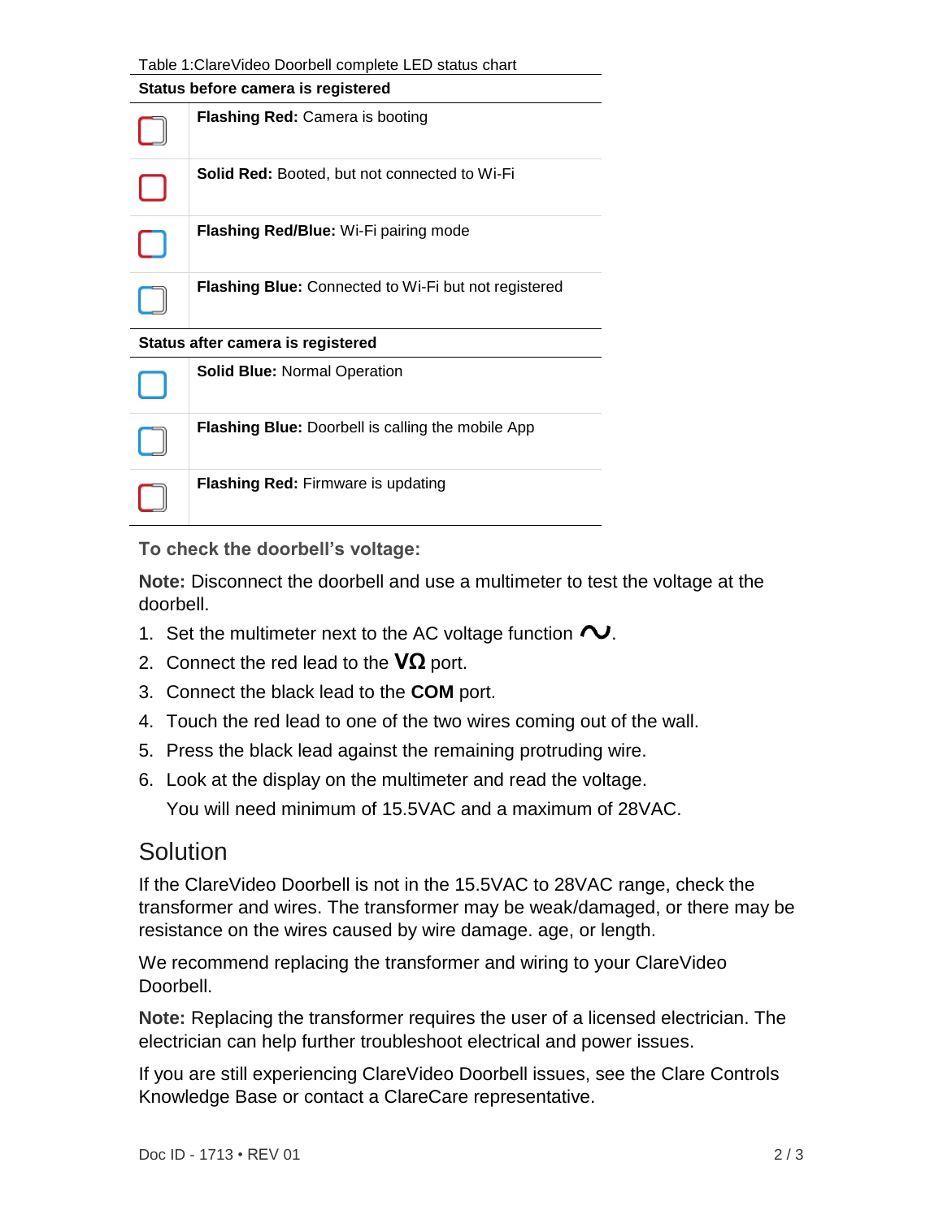Table 1:ClareVideo Doorbell complete LED status chart

| LED | Status |
| --- | --- |
| **Status before camera is registered** | |
| | **Flashing Red:** Camera is booting |
| | **Solid Red:** Booted, but not connected to Wi-Fi |
| | **Flashing Red/Blue:** Wi-Fi pairing mode |
| | **Flashing Blue:** Connected to Wi-Fi but not registered |
| **Status after camera is registered** | |
| | **Solid Blue:** Normal Operation |
| | **Flashing Blue:** Doorbell is calling the mobile App |
| | **Flashing Red:** Firmware is updating |

**To check the doorbell's voltage:**

**Note:** Disconnect the doorbell and use a multimeter to test the voltage at the doorbell.

1. Set the multimeter next to the AC voltage function ∿.
2. Connect the red lead to the **VΩ** port.
3. Connect the black lead to the **COM** port.
4. Touch the red lead to one of the two wires coming out of the wall.
5. Press the black lead against the remaining protruding wire.
6. Look at the display on the multimeter and read the voltage.

   You will need minimum of 15.5VAC and a maximum of 28VAC.

## Solution

If the ClareVideo Doorbell is not in the 15.5VAC to 28VAC range, check the transformer and wires. The transformer may be weak/damaged, or there may be resistance on the wires caused by wire damage. age, or length.

We recommend replacing the transformer and wiring to your ClareVideo Doorbell.

**Note:** Replacing the transformer requires the user of a licensed electrician. The electrician can help further troubleshoot electrical and power issues.

If you are still experiencing ClareVideo Doorbell issues, see the Clare Controls Knowledge Base or contact a ClareCare representative.

Doc ID - 1713 • REV 01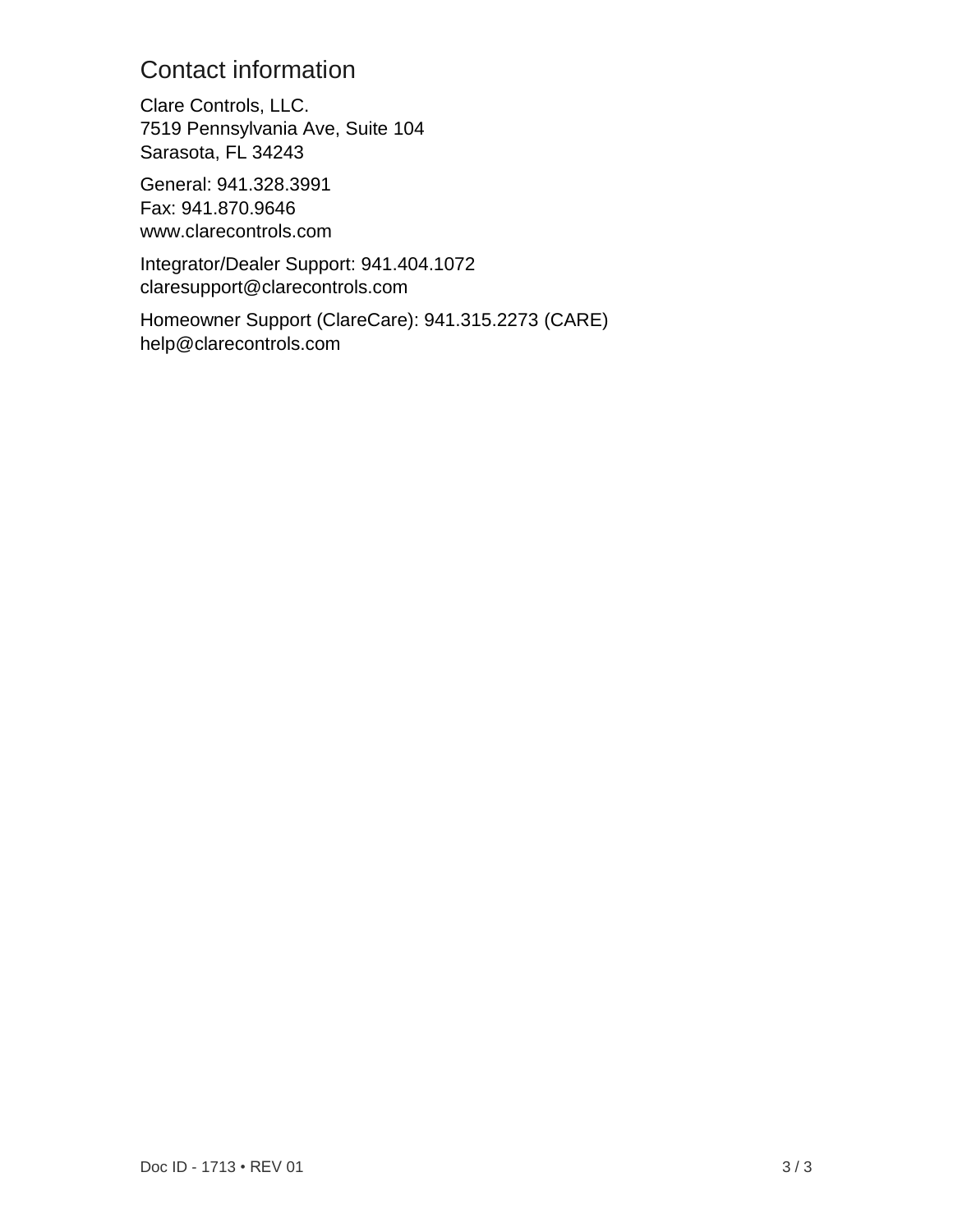## Contact information

Clare Controls, LLC.
7519 Pennsylvania Ave, Suite 104
Sarasota, FL 34243

General: 941.328.3991
Fax: 941.870.9646
www.clarecontrols.com

Integrator/Dealer Support: 941.404.1072
claresupport@clarecontrols.com

Homeowner Support (ClareCare): 941.315.2273 (CARE)
help@clarecontrols.com

Doc ID - 1713 • REV 01